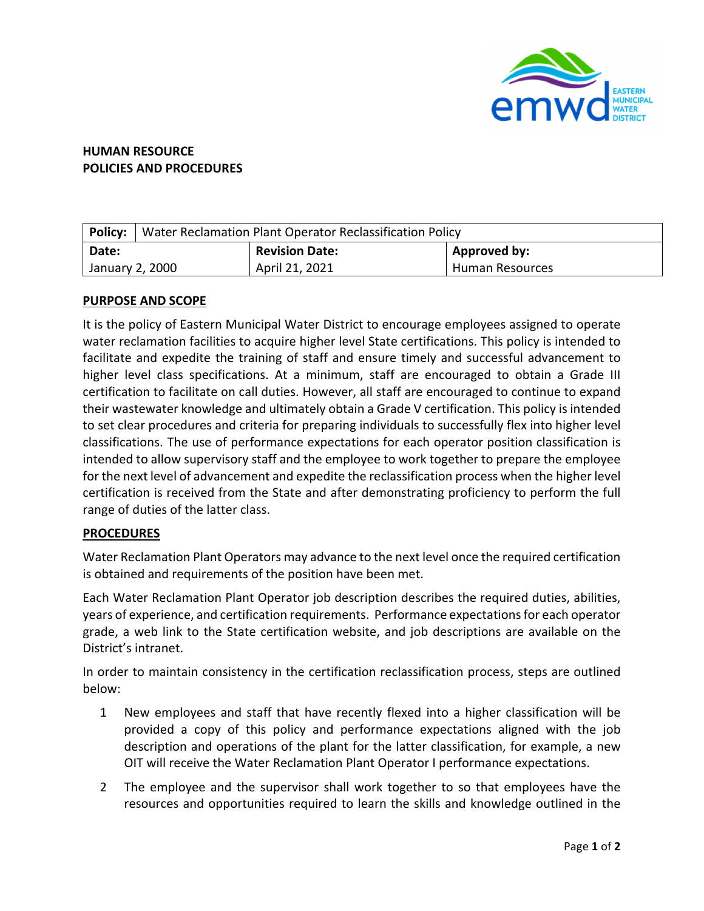**HUMAN RESOURCE**
**POLICIES AND PROCEDURES**

| **Policy:** Water Reclamation Plant Operator Reclassification Policy | | |
|---|---|---|
| **Date:** | **Revision Date:** | **Approved by:** |
| January 2, 2000 | April 21, 2021 | Human Resources |

## PURPOSE AND SCOPE

It is the policy of Eastern Municipal Water District to encourage employees assigned to operate water reclamation facilities to acquire higher level State certifications. This policy is intended to facilitate and expedite the training of staff and ensure timely and successful advancement to higher level class specifications. At a minimum, staff are encouraged to obtain a Grade III certification to facilitate on call duties. However, all staff are encouraged to continue to expand their wastewater knowledge and ultimately obtain a Grade V certification. This policy is intended to set clear procedures and criteria for preparing individuals to successfully flex into higher level classifications. The use of performance expectations for each operator position classification is intended to allow supervisory staff and the employee to work together to prepare the employee for the next level of advancement and expedite the reclassification process when the higher level certification is received from the State and after demonstrating proficiency to perform the full range of duties of the latter class.

## PROCEDURES

Water Reclamation Plant Operators may advance to the next level once the required certification is obtained and requirements of the position have been met.

Each Water Reclamation Plant Operator job description describes the required duties, abilities, years of experience, and certification requirements. Performance expectations for each operator grade, a web link to the State certification website, and job descriptions are available on the District's intranet.

In order to maintain consistency in the certification reclassification process, steps are outlined below:

1. New employees and staff that have recently flexed into a higher classification will be provided a copy of this policy and performance expectations aligned with the job description and operations of the plant for the latter classification, for example, a new OIT will receive the Water Reclamation Plant Operator I performance expectations.
2. The employee and the supervisor shall work together to so that employees have the resources and opportunities required to learn the skills and knowledge outlined in the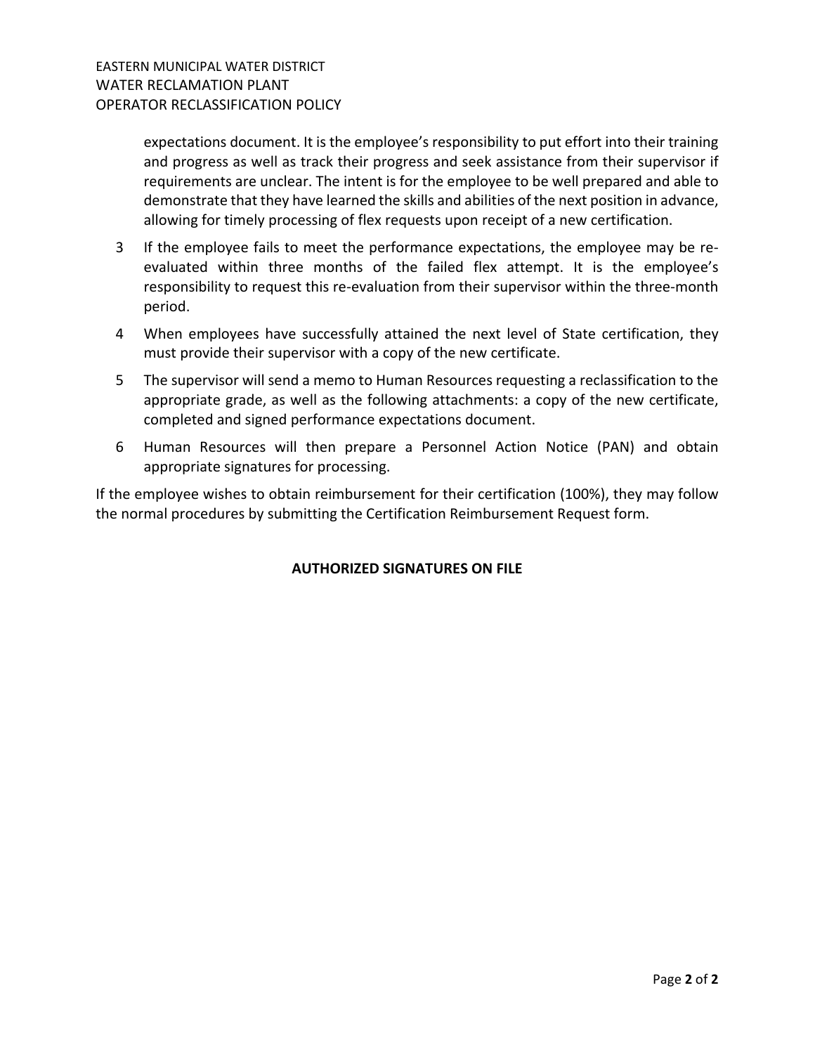expectations document. It is the employee's responsibility to put effort into their training and progress as well as track their progress and seek assistance from their supervisor if requirements are unclear. The intent is for the employee to be well prepared and able to demonstrate that they have learned the skills and abilities of the next position in advance, allowing for timely processing of flex requests upon receipt of a new certification.

3. If the employee fails to meet the performance expectations, the employee may be re-evaluated within three months of the failed flex attempt. It is the employee's responsibility to request this re-evaluation from their supervisor within the three-month period.
4. When employees have successfully attained the next level of State certification, they must provide their supervisor with a copy of the new certificate.
5. The supervisor will send a memo to Human Resources requesting a reclassification to the appropriate grade, as well as the following attachments: a copy of the new certificate, completed and signed performance expectations document.
6. Human Resources will then prepare a Personnel Action Notice (PAN) and obtain appropriate signatures for processing.

If the employee wishes to obtain reimbursement for their certification (100%), they may follow the normal procedures by submitting the Certification Reimbursement Request form.

**AUTHORIZED SIGNATURES ON FILE**